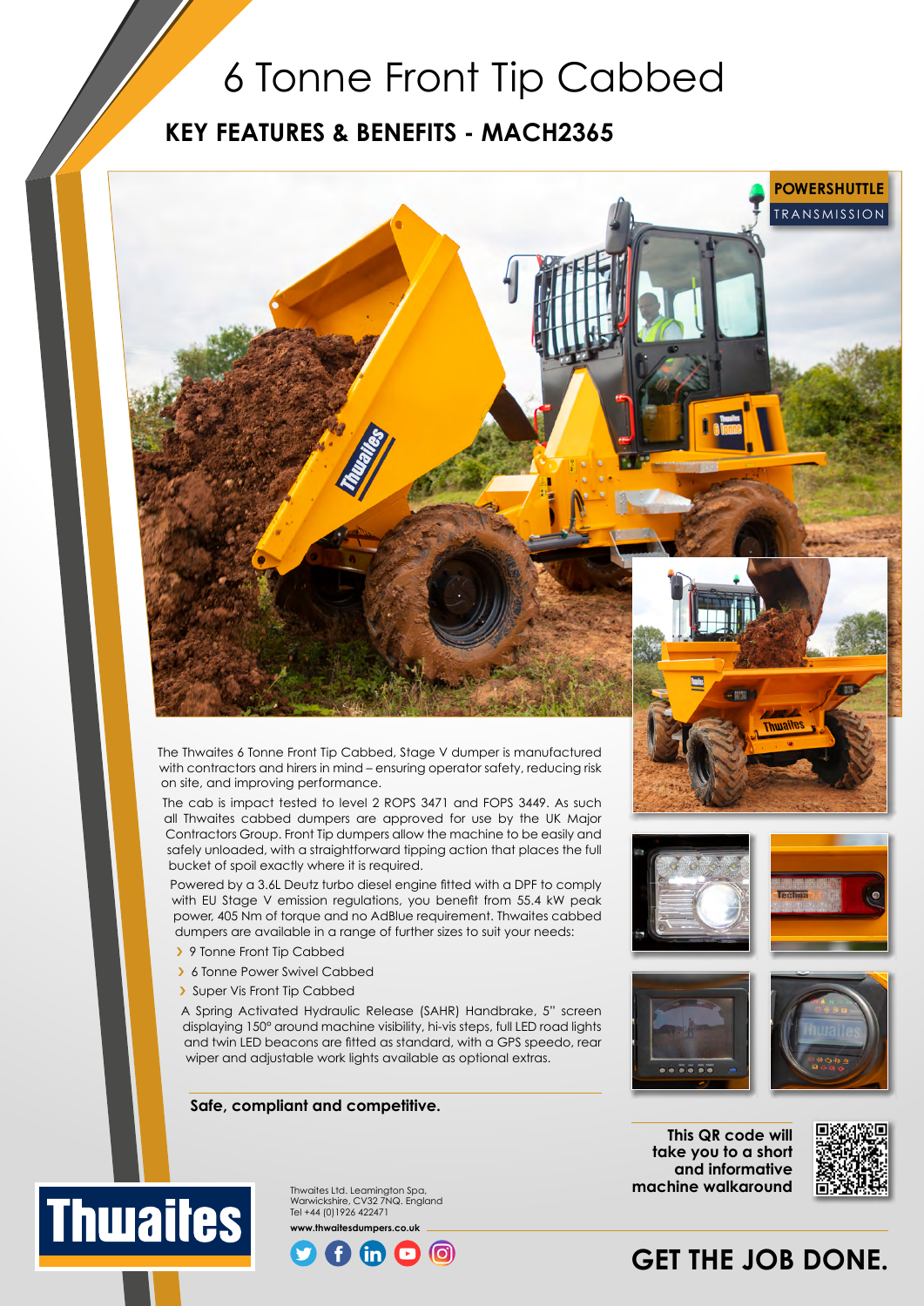# 6 Tonne Front Tip Cabbed

## KEY FEATURES & BENEFITS - MACH2365

**POWERSHUTTLE**
TRANSMISSION

The Thwaites 6 Tonne Front Tip Cabbed, Stage V dumper is manufactured with contractors and hirers in mind – ensuring operator safety, reducing risk on site, and improving performance.

The cab is impact tested to level 2 ROPS 3471 and FOPS 3449. As such all Thwaites cabbed dumpers are approved for use by the UK Major Contractors Group. Front Tip dumpers allow the machine to be easily and safely unloaded, with a straightforward tipping action that places the full bucket of spoil exactly where it is required.

Powered by a 3.6L Deutz turbo diesel engine fitted with a DPF to comply with EU Stage V emission regulations, you benefit from 55.4 kW peak power, 405 Nm of torque and no AdBlue requirement. Thwaites cabbed dumpers are available in a range of further sizes to suit your needs:

- 9 Tonne Front Tip Cabbed
- 6 Tonne Power Swivel Cabbed
- Super Vis Front Tip Cabbed

A Spring Activated Hydraulic Release (SAHR) Handbrake, 5" screen displaying 150° around machine visibility, hi-vis steps, full LED road lights and twin LED beacons are fitted as standard, with a GPS speedo, rear wiper and adjustable work lights available as optional extras.

**Safe, compliant and competitive.**

**This QR code will take you to a short and informative machine walkaround**

Thwaites Ltd. Leamington Spa, Warwickshire, CV32 7NQ. England
Tel +44 (0)1926 422471
**www.thwaitesdumpers.co.uk**

**GET THE JOB DONE.**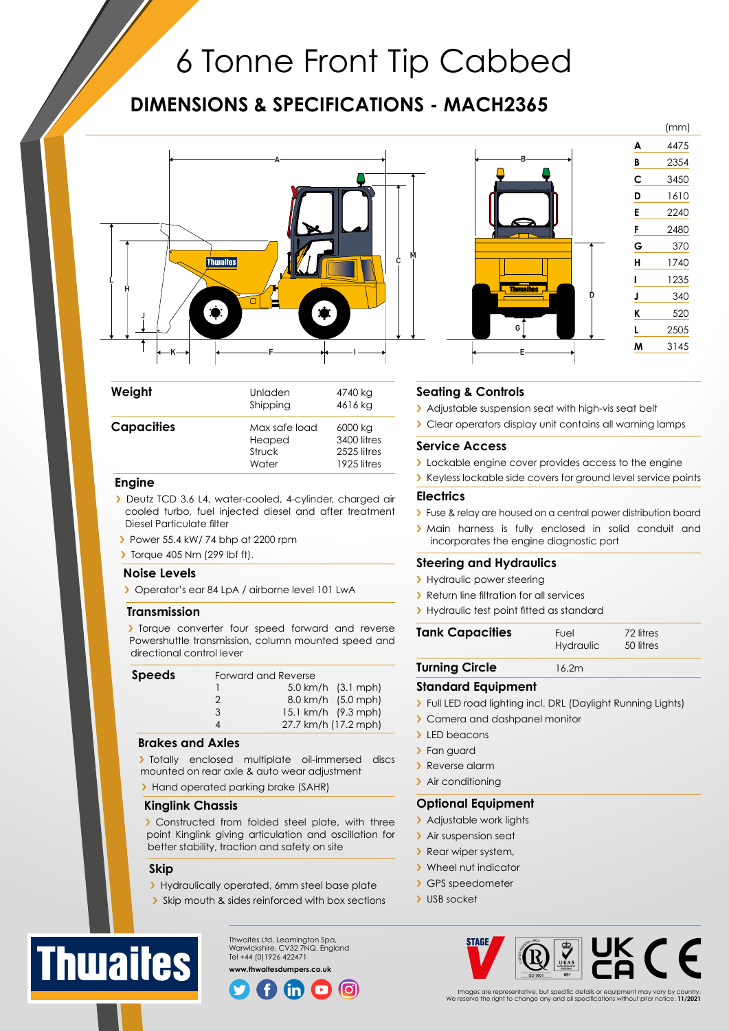# 6 Tonne Front Tip Cabbed

## DIMENSIONS & SPECIFICATIONS - MACH2365

| | (mm) |
|---|---|
| A | 4475 |
| B | 2354 |
| C | 3450 |
| D | 1610 |
| E | 2240 |
| F | 2480 |
| G | 370 |
| H | 1740 |
| I | 1235 |
| J | 340 |
| K | 520 |
| L | 2505 |
| M | 3145 |

| | | |
|---|---|---|
| **Weight** | Unladen | 4740 kg |
| | Shipping | 4616 kg |
| **Capacities** | Max safe load | 6000 kg |
| | Heaped | 3400 litres |
| | Struck | 2525 litres |
| | Water | 1925 litres |

### Engine

- Deutz TCD 3.6 L4, water-cooled, 4-cylinder, charged air cooled turbo, fuel injected diesel and after treatment Diesel Particulate filter
- Power 55.4 kW/ 74 bhp at 2200 rpm
- Torque 405 Nm (299 lbf ft).

### Noise Levels

- Operator's ear 84 LpA / airborne level 101 LwA

### Transmission

- Torque converter four speed forward and reverse Powershuttle transmission, column mounted speed and directional control lever

| **Speeds** | Forward and Reverse | |
|---|---|---|
| | 1 | 5.0 km/h (3.1 mph) |
| | 2 | 8.0 km/h (5.0 mph) |
| | 3 | 15.1 km/h (9.3 mph) |
| | 4 | 27.7 km/h (17.2 mph) |

### Brakes and Axles

- Totally enclosed multiplate oil-immersed discs mounted on rear axle & auto wear adjustment
- Hand operated parking brake (SAHR)

### Kinglink Chassis

- Constructed from folded steel plate, with three point Kinglink giving articulation and oscillation for better stability, traction and safety on site

### Skip

- Hydraulically operated, 6mm steel base plate
- Skip mouth & sides reinforced with box sections

### Seating & Controls

- Adjustable suspension seat with high-vis seat belt
- Clear operators display unit contains all warning lamps

### Service Access

- Lockable engine cover provides access to the engine
- Keyless lockable side covers for ground level service points

### Electrics

- Fuse & relay are housed on a central power distribution board
- Main harness is fully enclosed in solid conduit and incorporates the engine diagnostic port

### Steering and Hydraulics

- Hydraulic power steering
- Return line filtration for all services
- Hydraulic test point fitted as standard

| | | |
|---|---|---|
| **Tank Capacities** | Fuel | 72 litres |
| | Hydraulic | 50 litres |
| **Turning Circle** | 16.2m | |

### Standard Equipment

- Full LED road lighting incl. DRL (Daylight Running Lights)
- Camera and dashpanel monitor
- LED beacons
- Fan guard
- Reverse alarm
- Air conditioning

### Optional Equipment

- Adjustable work lights
- Air suspension seat
- Rear wiper system,
- Wheel nut indicator
- GPS speedometer
- USB socket

Thwaites Ltd. Leamington Spa, Warwickshire, CV32 7NQ. England
Tel +44 (0)1926 422471
www.thwaitesdumpers.co.uk

Images are representative, but specific details or equipment may vary by country. We reserve the right to change any and all specifications without prior notice. **11/2021**